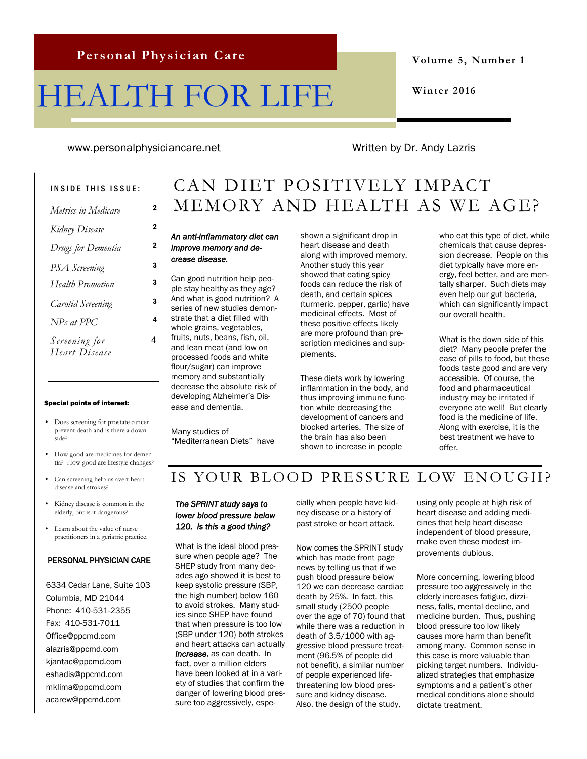**Personal Physician Care**

# HEALTH FOR LIFE

**Volume 5, Number 1**

**Winter 2016**

www.personalphysiciancare.net

Written by Dr. Andy Lazris

**INSIDE THIS ISSUE:**

| | |
|---|---|
| *Metrics in Medicare* | 2 |
| *Kidney Disease* | 2 |
| *Drugs for Dementia* | 2 |
| *PSA Screening* | 3 |
| *Health Promotion* | 3 |
| *Carotid Screening* | 3 |
| *NPs at PPC* | 4 |
| *Screening for Heart Disease* | 4 |

**Special points of interest:**

- Does screening for prostate cancer prevent death and is there a down side?
- How good are medicines for dementia? How good are lifestyle changes?
- Can screening help us avert heart disease and strokes?
- Kidney disease is common in the elderly, but is it dangerous?
- Learn about the value of nurse practitioners in a geriatric practice.

PERSONAL PHYSICIAN CARE

6334 Cedar Lane, Suite 103
Columbia, MD 21044
Phone: 410-531-2355
Fax: 410-531-7011
Office@ppcmd.com
alazris@ppcmd.com
kjantac@ppcmd.com
eshadis@ppcmd.com
mklima@ppcmd.com
acarew@ppcmd.com

## CAN DIET POSITIVELY IMPACT MEMORY AND HEALTH AS WE AGE?

***An anti-inflammatory diet can improve memory and decrease disease.***

Can good nutrition help people stay healthy as they age? And what is good nutrition? A series of new studies demonstrate that a diet filled with whole grains, vegetables, fruits, nuts, beans, fish, oil, and lean meat (and low on processed foods and white flour/sugar) can improve memory and substantially decrease the absolute risk of developing Alzheimer's Disease and dementia.

Many studies of "Mediterranean Diets" have shown a significant drop in heart disease and death along with improved memory. Another study this year showed that eating spicy foods can reduce the risk of death, and certain spices (turmeric, pepper, garlic) have medicinal effects. Most of these positive effects likely are more profound than prescription medicines and supplements.

These diets work by lowering inflammation in the body, and thus improving immune function while decreasing the development of cancers and blocked arteries. The size of the brain has also been shown to increase in people who eat this type of diet, while chemicals that cause depression decrease. People on this diet typically have more energy, feel better, and are mentally sharper. Such diets may even help our gut bacteria, which can significantly impact our overall health.

What is the down side of this diet? Many people prefer the ease of pills to food, but these foods taste good and are very accessible. Of course, the food and pharmaceutical industry may be irritated if everyone ate well! But clearly food is the medicine of life. Along with exercise, it is the best treatment we have to offer.

## IS YOUR BLOOD PRESSURE LOW ENOUGH?

***The SPRINT study says to lower blood pressure below 120. Is this a good thing?***

What is the ideal blood pressure when people age? The SHEP study from many decades ago showed it is best to keep systolic pressure (SBP, the high number) below 160 to avoid strokes. Many studies since SHEP have found that when pressure is too low (SBP under 120) both strokes and heart attacks can actually ***increase***, as can death. In fact, over a million elders have been looked at in a variety of studies that confirm the danger of lowering blood pressure too aggressively, especially when people have kidney disease or a history of past stroke or heart attack.

Now comes the SPRINT study which has made front page news by telling us that if we push blood pressure below 120 we can decrease cardiac death by 25%. In fact, this small study (2500 people over the age of 70) found that while there was a reduction in death of 3.5/1000 with aggressive blood pressure treatment (96.5% of people did not benefit), a similar number of people experienced life-threatening low blood pressure and kidney disease. Also, the design of the study, using only people at high risk of heart disease and adding medicines that help heart disease independent of blood pressure, make even these modest improvements dubious.

More concerning, lowering blood pressure too aggressively in the elderly increases fatigue, dizziness, falls, mental decline, and medicine burden. Thus, pushing blood pressure too low likely causes more harm than benefit among many. Common sense in this case is more valuable than picking target numbers. Individualized strategies that emphasize symptoms and a patient's other medical conditions alone should dictate treatment.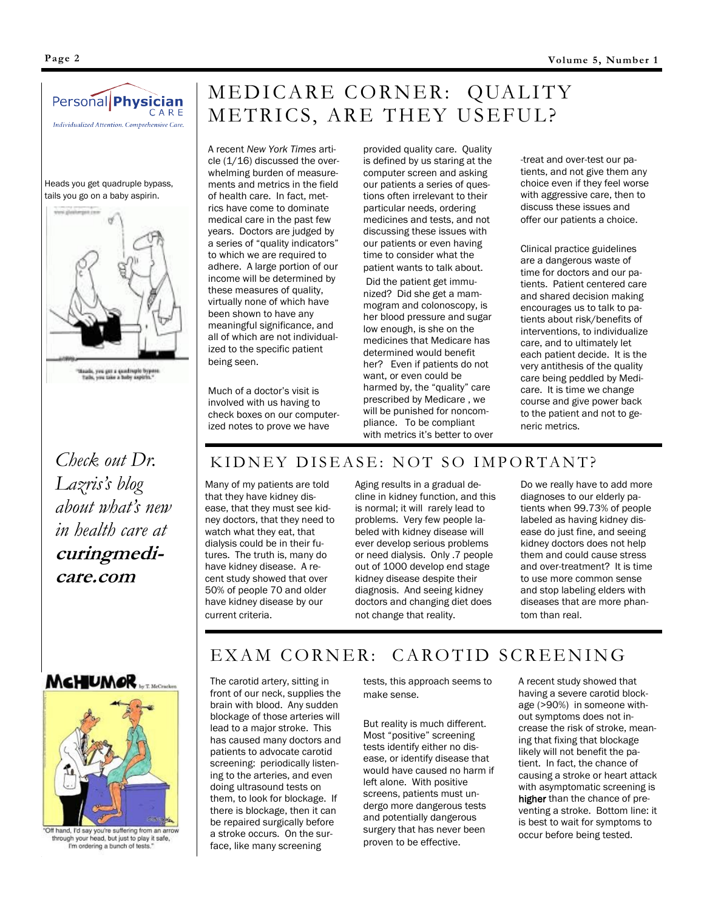Personal Physician CARE

*Individualized Attention. Comprehensive Care.*

Heads you get quadruple bypass, tails you go on a baby aspirin.

"Heads, you get a quadruple bypass. Tails, you take a baby aspirin."

*Check out Dr. Lazris's blog about what's new in health care at* ***curingmedicare.com***

"Off hand, I'd say you're suffering from an arrow through your head, but just to play it safe, I'm ordering a bunch of tests."

# MEDICARE CORNER: QUALITY METRICS, ARE THEY USEFUL?

A recent *New York Times* article (1/16) discussed the overwhelming burden of measurements and metrics in the field of health care. In fact, metrics have come to dominate medical care in the past few years. Doctors are judged by a series of "quality indicators" to which we are required to adhere. A large portion of our income will be determined by these measures of quality, virtually none of which have been shown to have any meaningful significance, and all of which are not individualized to the specific patient being seen.

Much of a doctor's visit is involved with us having to check boxes on our computerized notes to prove we have provided quality care. Quality is defined by us staring at the computer screen and asking our patients a series of questions often irrelevant to their particular needs, ordering medicines and tests, and not discussing these issues with our patients or even having time to consider what the patient wants to talk about. Did the patient get immunized? Did she get a mammogram and colonoscopy, is her blood pressure and sugar low enough, is she on the medicines that Medicare has determined would benefit her? Even if patients do not want, or even could be harmed by, the "quality" care prescribed by Medicare , we will be punished for noncompliance. To be compliant with metrics it's better to over-treat and over-test our patients, and not give them any choice even if they feel worse with aggressive care, then to discuss these issues and offer our patients a choice.

Clinical practice guidelines are a dangerous waste of time for doctors and our patients. Patient centered care and shared decision making encourages us to talk to patients about risk/benefits of interventions, to individualize care, and to ultimately let each patient decide. It is the very antithesis of the quality care being peddled by Medicare. It is time we change course and give power back to the patient and not to generic metrics.

# KIDNEY DISEASE: NOT SO IMPORTANT?

Many of my patients are told that they have kidney disease, that they must see kidney doctors, that they need to watch what they eat, that dialysis could be in their futures. The truth is, many do have kidney disease. A recent study showed that over 50% of people 70 and older have kidney disease by our current criteria.

Aging results in a gradual decline in kidney function, and this is normal; it will rarely lead to problems. Very few people labeled with kidney disease will ever develop serious problems or need dialysis. Only .7 people out of 1000 develop end stage kidney disease despite their diagnosis. And seeing kidney doctors and changing diet does not change that reality.

Do we really have to add more diagnoses to our elderly patients when 99.73% of people labeled as having kidney disease do just fine, and seeing kidney doctors does not help them and could cause stress and over-treatment? It is time to use more common sense and stop labeling elders with diseases that are more phantom than real.

# EXAM CORNER: CAROTID SCREENING

The carotid artery, sitting in front of our neck, supplies the brain with blood. Any sudden blockage of those arteries will lead to a major stroke. This has caused many doctors and patients to advocate carotid screening: periodically listening to the arteries, and even doing ultrasound tests on them, to look for blockage. If there is blockage, then it can be repaired surgically before a stroke occurs. On the surface, like many screening tests, this approach seems to make sense.

But reality is much different. Most "positive" screening tests identify either no disease, or identify disease that would have caused no harm if left alone. With positive screens, patients must undergo more dangerous tests and potentially dangerous surgery that has never been proven to be effective.

A recent study showed that having a severe carotid blockage (>90%) in someone without symptoms does not increase the risk of stroke, meaning that fixing that blockage likely will not benefit the patient. In fact, the chance of causing a stroke or heart attack with asymptomatic screening is **higher** than the chance of preventing a stroke. Bottom line: it is best to wait for symptoms to occur before being tested.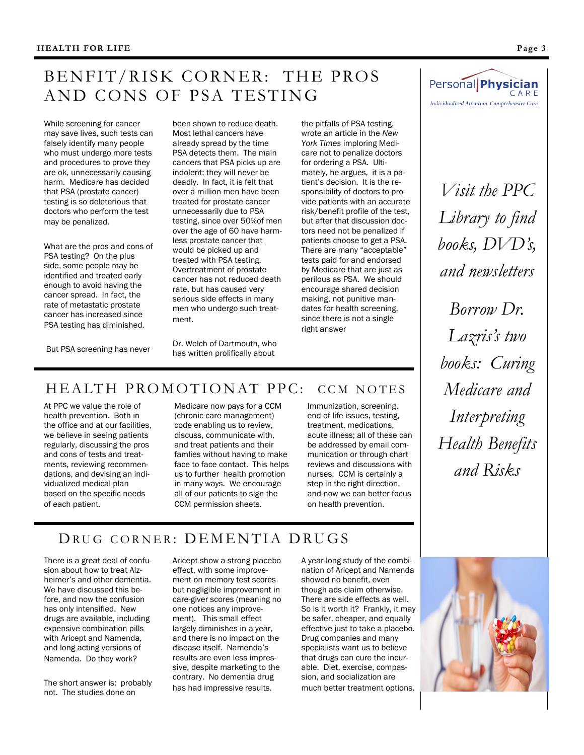## BENFIT/RISK CORNER: THE PROS AND CONS OF PSA TESTING

While screening for cancer may save lives, such tests can falsely identify many people who must undergo more tests and procedures to prove they are ok, unnecessarily causing harm. Medicare has decided that PSA (prostate cancer) testing is so deleterious that doctors who perform the test may be penalized.

What are the pros and cons of PSA testing? On the plus side, some people may be identified and treated early enough to avoid having the cancer spread. In fact, the rate of metastatic prostate cancer has increased since PSA testing has diminished.

But PSA screening has never been shown to reduce death. Most lethal cancers have already spread by the time PSA detects them. The main cancers that PSA picks up are indolent; they will never be deadly. In fact, it is felt that over a million men have been treated for prostate cancer unnecessarily due to PSA testing, since over 50%of men over the age of 60 have harmless prostate cancer that would be picked up and treated with PSA testing. Overtreatment of prostate cancer has not reduced death rate, but has caused very serious side effects in many men who undergo such treatment.

Dr. Welch of Dartmouth, who has written prolifically about the pitfalls of PSA testing, wrote an article in the *New York Times* imploring Medicare not to penalize doctors for ordering a PSA. Ultimately, he argues, it is a patient's decision. It is the responsibility of doctors to provide patients with an accurate risk/benefit profile of the test, but after that discussion doctors need not be penalized if patients choose to get a PSA. There are many "acceptable" tests paid for and endorsed by Medicare that are just as perilous as PSA. We should encourage shared decision making, not punitive mandates for health screening, since there is not a single right answer

## HEALTH PROMOTIONAT PPC: CCM NOTES

At PPC we value the role of health prevention. Both in the office and at our facilities, we believe in seeing patients regularly, discussing the pros and cons of tests and treatments, reviewing recommendations, and devising an individualized medical plan based on the specific needs of each patient.

Medicare now pays for a CCM (chronic care management) code enabling us to review, discuss, communicate with, and treat patients and their famlies without having to make face to face contact. This helps us to further health promotion in many ways. We encourage all of our patients to sign the CCM permission sheets.

Immunization, screening, end of life issues, testing, treatment, medications, acute illness; all of these can be addressed by email communication or through chart reviews and discussions with nurses. CCM is certainly a step in the right direction, and now we can better focus on health prevention.

## DRUG CORNER: DEMENTIA DRUGS

There is a great deal of confusion about how to treat Alzheimer's and other dementia. We have discussed this before, and now the confusion has only intensified. New drugs are available, including expensive combination pills with Aricept and Namenda, and long acting versions of Namenda. Do they work?

The short answer is: probably not. The studies done on Aricept show a strong placebo effect, with some improvement on memory test scores but negligible improvement in care-giver scores (meaning no one notices any improvement). This small effect largely diminishes in a year, and there is no impact on the disease itself. Namenda's results are even less impressive, despite marketing to the contrary. No dementia drug has had impressive results.

A year-long study of the combination of Aricept and Namenda showed no benefit, even though ads claim otherwise. There are side effects as well. So is it worth it? Frankly, it may be safer, cheaper, and equally effective just to take a placebo. Drug companies and many specialists want us to believe that drugs can cure the incurable. Diet, exercise, compassion, and socialization are much better treatment options.

---

**Personal Physician CARE**
*Individualized Attention. Comprehensive Care.*

*Visit the PPC Library to find books, DVD's, and newsletters*

*Borrow Dr. Lazris's two books: Curing Medicare and Interpreting Health Benefits and Risks*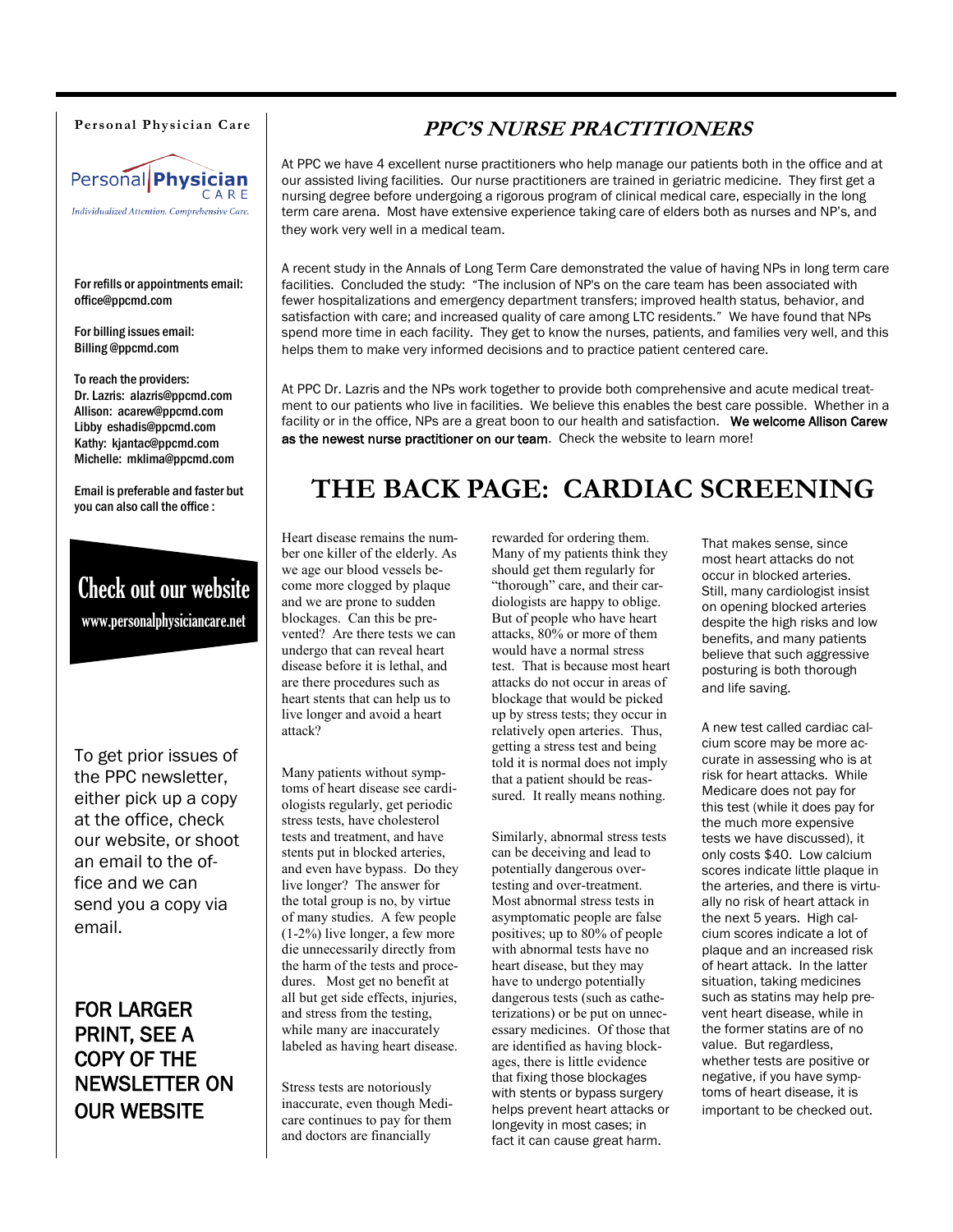**Personal Physician Care**

Personal Physician CARE

*Individualized Attention. Comprehensive Care.*

For refills or appointments email: office@ppcmd.com

For billing issues email: Billing@ppcmd.com

To reach the providers:
Dr. Lazris: alazris@ppcmd.com
Allison: acarew@ppcmd.com
Libby eshadis@ppcmd.com
Kathy: kjantac@ppcmd.com
Michelle: mklima@ppcmd.com

Email is preferable and faster but you can also call the office :

**Check out our website**
**www.personalphysiciancare.net**

To get prior issues of the PPC newsletter, either pick up a copy at the office, check our website, or shoot an email to the office and we can send you a copy via email.

FOR LARGER PRINT, SEE A COPY OF THE NEWSLETTER ON OUR WEBSITE

## *PPC'S NURSE PRACTITIONERS*

At PPC we have 4 excellent nurse practitioners who help manage our patients both in the office and at our assisted living facilities. Our nurse practitioners are trained in geriatric medicine. They first get a nursing degree before undergoing a rigorous program of clinical medical care, especially in the long term care arena. Most have extensive experience taking care of elders both as nurses and NP's, and they work very well in a medical team.

A recent study in the Annals of Long Term Care demonstrated the value of having NPs in long term care facilities. Concluded the study: "The inclusion of NP's on the care team has been associated with fewer hospitalizations and emergency department transfers; improved health status, behavior, and satisfaction with care; and increased quality of care among LTC residents." We have found that NPs spend more time in each facility. They get to know the nurses, patients, and families very well, and this helps them to make very informed decisions and to practice patient centered care.

At PPC Dr. Lazris and the NPs work together to provide both comprehensive and acute medical treatment to our patients who live in facilities. We believe this enables the best care possible. Whether in a facility or in the office, NPs are a great boon to our health and satisfaction. We welcome Allison Carew as the newest nurse practitioner on our team. Check the website to learn more!

# THE BACK PAGE: CARDIAC SCREENING

Heart disease remains the number one killer of the elderly. As we age our blood vessels become more clogged by plaque and we are prone to sudden blockages. Can this be prevented? Are there tests we can undergo that can reveal heart disease before it is lethal, and are there procedures such as heart stents that can help us to live longer and avoid a heart attack?

Many patients without symptoms of heart disease see cardiologists regularly, get periodic stress tests, have cholesterol tests and treatment, and have stents put in blocked arteries, and even have bypass. Do they live longer? The answer for the total group is no, by virtue of many studies. A few people (1-2%) live longer, a few more die unnecessarily directly from the harm of the tests and procedures. Most get no benefit at all but get side effects, injuries, and stress from the testing, while many are inaccurately labeled as having heart disease.

Stress tests are notoriously inaccurate, even though Medicare continues to pay for them and doctors are financially rewarded for ordering them. Many of my patients think they should get them regularly for "thorough" care, and their cardiologists are happy to oblige. But of people who have heart attacks, 80% or more of them would have a normal stress test. That is because most heart attacks do not occur in areas of blockage that would be picked up by stress tests; they occur in relatively open arteries. Thus, getting a stress test and being told it is normal does not imply that a patient should be reassured. It really means nothing.

Similarly, abnormal stress tests can be deceiving and lead to potentially dangerous overtesting and over-treatment. Most abnormal stress tests in asymptomatic people are false positives; up to 80% of people with abnormal tests have no heart disease, but they may have to undergo potentially dangerous tests (such as catheterizations) or be put on unnecessary medicines. Of those that are identified as having blockages, there is little evidence that fixing those blockages with stents or bypass surgery helps prevent heart attacks or longevity in most cases; in fact it can cause great harm.

That makes sense, since most heart attacks do not occur in blocked arteries. Still, many cardiologist insist on opening blocked arteries despite the high risks and low benefits, and many patients believe that such aggressive posturing is both thorough and life saving.

A new test called cardiac calcium score may be more accurate in assessing who is at risk for heart attacks. While Medicare does not pay for this test (while it does pay for the much more expensive tests we have discussed), it only costs $40. Low calcium scores indicate little plaque in the arteries, and there is virtually no risk of heart attack in the next 5 years. High calcium scores indicate a lot of plaque and an increased risk of heart attack. In the latter situation, taking medicines such as statins may help prevent heart disease, while in the former statins are of no value. But regardless, whether tests are positive or negative, if you have symptoms of heart disease, it is important to be checked out.